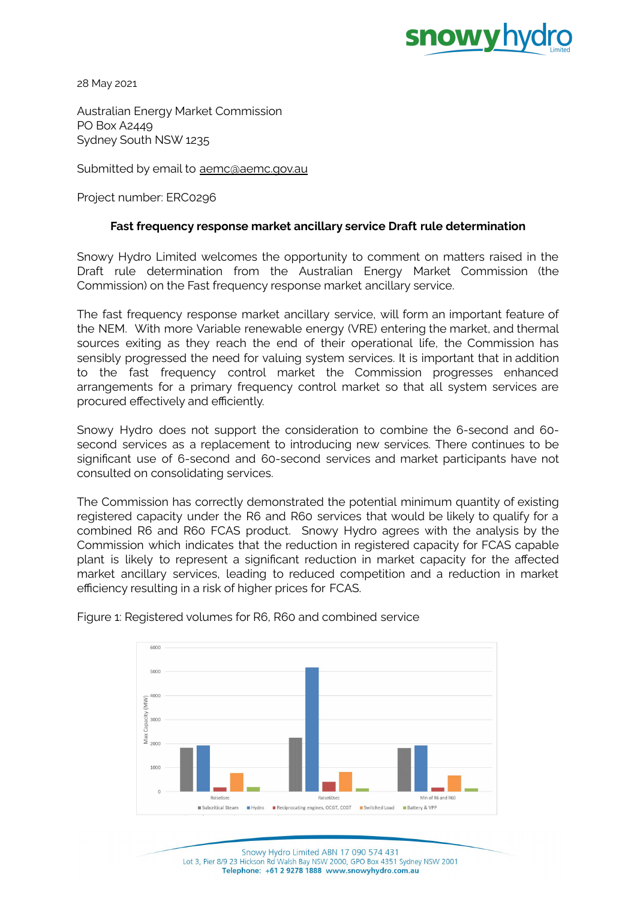28 May 2021

Australian Energy Market Commission
PO Box A2449
Sydney South NSW 1235

Submitted by email to aemc@aemc.gov.au

Project number: ERC0296

**Fast frequency response market ancillary service Draft rule determination**

Snowy Hydro Limited welcomes the opportunity to comment on matters raised in the Draft rule determination from the Australian Energy Market Commission (the Commission) on the Fast frequency response market ancillary service.

The fast frequency response market ancillary service, will form an important feature of the NEM. With more Variable renewable energy (VRE) entering the market, and thermal sources exiting as they reach the end of their operational life, the Commission has sensibly progressed the need for valuing system services. It is important that in addition to the fast frequency control market the Commission progresses enhanced arrangements for a primary frequency control market so that all system services are procured effectively and efficiently.

Snowy Hydro does not support the consideration to combine the 6-second and 60-second services as a replacement to introducing new services. There continues to be significant use of 6-second and 60-second services and market participants have not consulted on consolidating services.

The Commission has correctly demonstrated the potential minimum quantity of existing registered capacity under the R6 and R60 services that would be likely to qualify for a combined R6 and R60 FCAS product. Snowy Hydro agrees with the analysis by the Commission which indicates that the reduction in registered capacity for FCAS capable plant is likely to represent a significant reduction in market capacity for the affected market ancillary services, leading to reduced competition and a reduction in market efficiency resulting in a risk of higher prices for FCAS.

Figure 1: Registered volumes for R6, R60 and combined service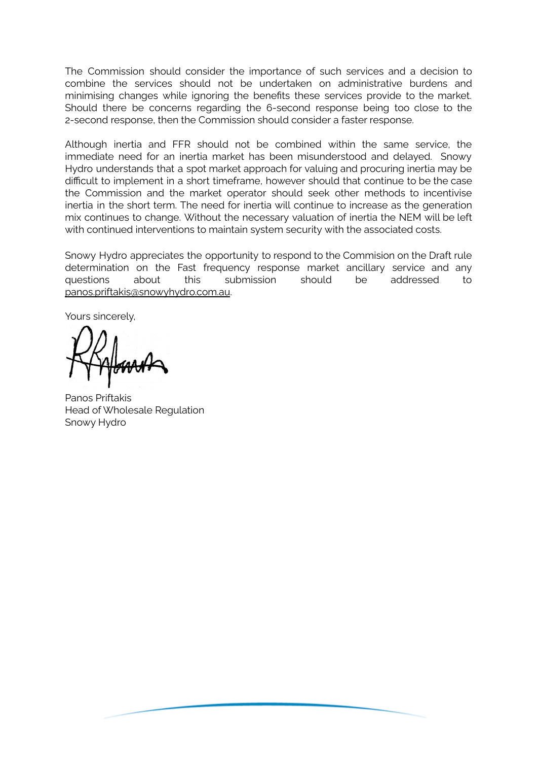The Commission should consider the importance of such services and a decision to combine the services should not be undertaken on administrative burdens and minimising changes while ignoring the benefits these services provide to the market. Should there be concerns regarding the 6-second response being too close to the 2-second response, then the Commission should consider a faster response.

Although inertia and FFR should not be combined within the same service, the immediate need for an inertia market has been misunderstood and delayed. Snowy Hydro understands that a spot market approach for valuing and procuring inertia may be difficult to implement in a short timeframe, however should that continue to be the case the Commission and the market operator should seek other methods to incentivise inertia in the short term. The need for inertia will continue to increase as the generation mix continues to change. Without the necessary valuation of inertia the NEM will be left with continued interventions to maintain system security with the associated costs.

Snowy Hydro appreciates the opportunity to respond to the Commision on the Draft rule determination on the Fast frequency response market ancillary service and any questions about this submission should be addressed to panos.priftakis@snowyhydro.com.au.

Yours sincerely,

Panos Priftakis
Head of Wholesale Regulation
Snowy Hydro